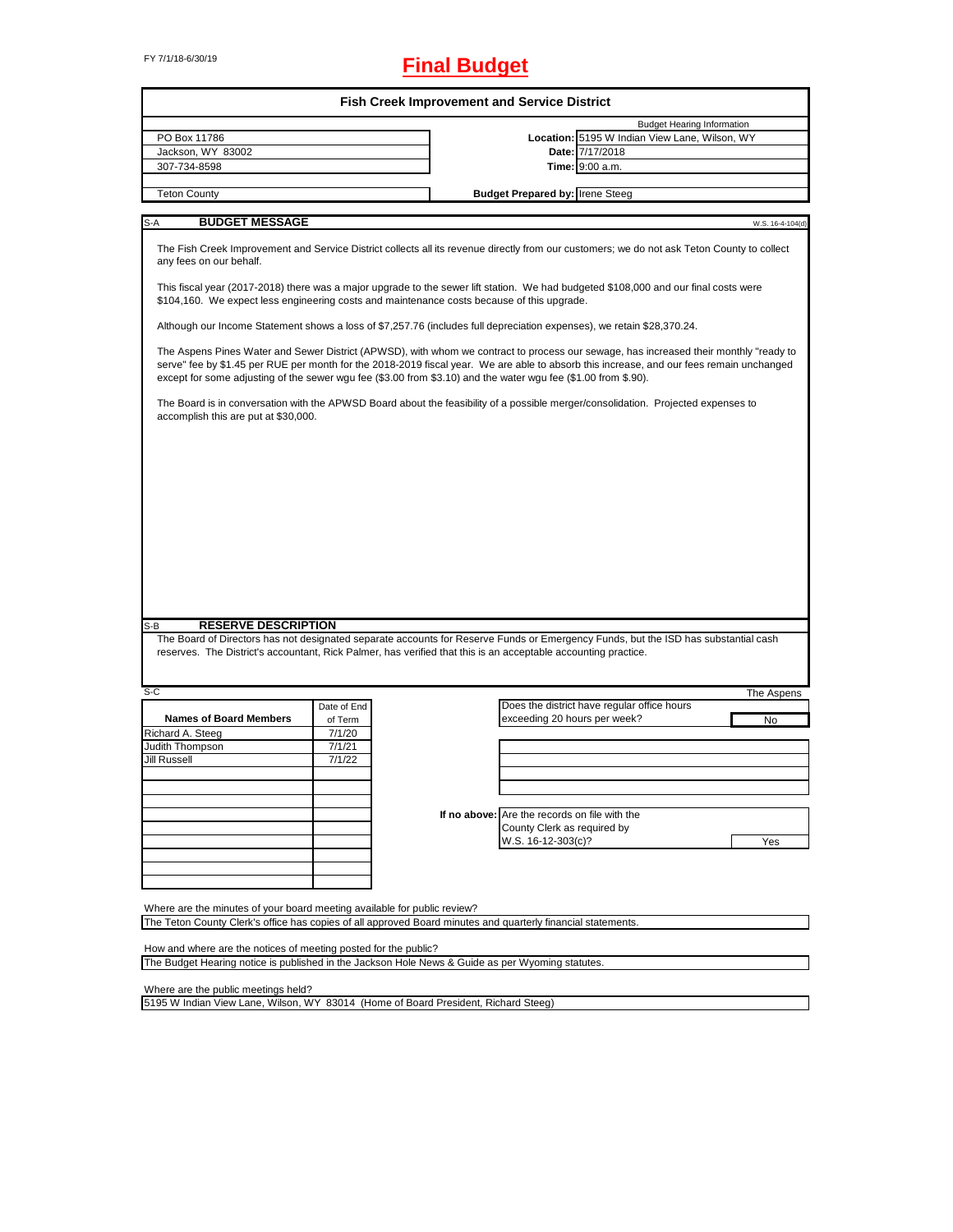FY 7/1/18-6/30/19

# Final Budget

## Fish Creek Improvement and Service District

| | | |
|---|---|---|
| PO Box 11786 | | Budget Hearing Information |
| Jackson, WY 83002 | **Location:** | 5195 W Indian View Lane, Wilson, WY |
| 307-734-8598 | **Date:** | 7/17/2018 |
| | **Time:** | 9:00 a.m. |
| Teton County | **Budget Prepared by:** | Irene Steeg |

### S-A BUDGET MESSAGE

W.S. 16-4-104(d)

The Fish Creek Improvement and Service District collects all its revenue directly from our customers; we do not ask Teton County to collect any fees on our behalf.

This fiscal year (2017-2018) there was a major upgrade to the sewer lift station. We had budgeted $108,000 and our final costs were $104,160. We expect less engineering costs and maintenance costs because of this upgrade.

Although our Income Statement shows a loss of $7,257.76 (includes full depreciation expenses), we retain $28,370.24.

The Aspens Pines Water and Sewer District (APWSD), with whom we contract to process our sewage, has increased their monthly "ready to serve" fee by $1.45 per RUE per month for the 2018-2019 fiscal year. We are able to absorb this increase, and our fees remain unchanged except for some adjusting of the sewer wgu fee ($3.00 from $3.10) and the water wgu fee ($1.00 from $.90).

The Board is in conversation with the APWSD Board about the feasibility of a possible merger/consolidation. Projected expenses to accomplish this are put at $30,000.

### S-B RESERVE DESCRIPTION

The Board of Directors has not designated separate accounts for Reserve Funds or Emergency Funds, but the ISD has substantial cash reserves. The District's accountant, Rick Palmer, has verified that this is an acceptable accounting practice.

### S-C

The Aspens

| Names of Board Members | Date of End of Term |
|---|---|
| Richard A. Steeg | 7/1/20 |
| Judith Thompson | 7/1/21 |
| Jill Russell | 7/1/22 |

Does the district have regular office hours exceeding 20 hours per week? **No**

**If no above:** Are the records on file with the County Clerk as required by W.S. 16-12-303(c)? **Yes**

Where are the minutes of your board meeting available for public review?
The Teton County Clerk's office has copies of all approved Board minutes and quarterly financial statements.

How and where are the notices of meeting posted for the public?
The Budget Hearing notice is published in the Jackson Hole News & Guide as per Wyoming statutes.

Where are the public meetings held?
5195 W Indian View Lane, Wilson, WY 83014 (Home of Board President, Richard Steeg)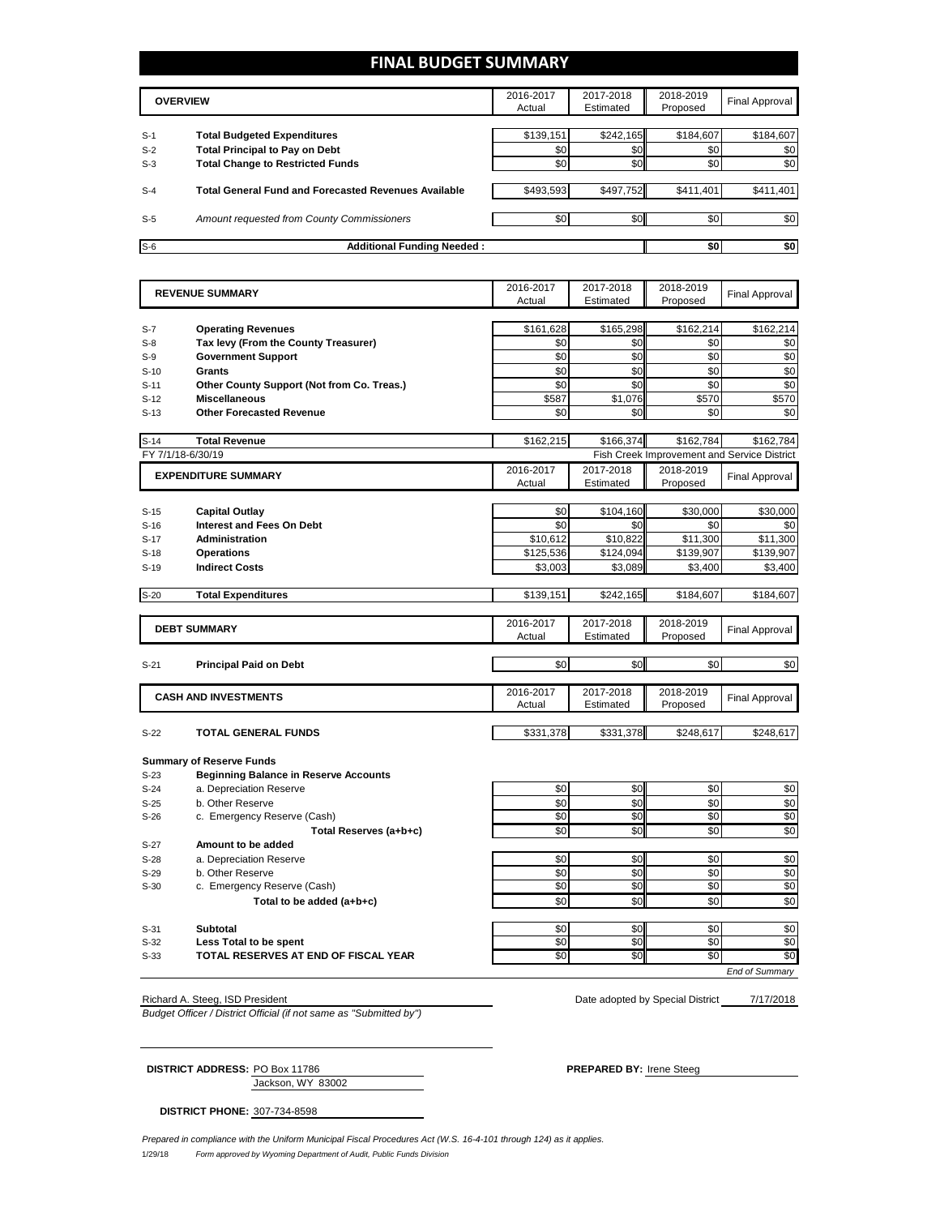# FINAL BUDGET SUMMARY

| | OVERVIEW | 2016-2017 Actual | 2017-2018 Estimated | 2018-2019 Proposed | Final Approval |
|---|---|---|---|---|---|
| S-1 | **Total Budgeted Expenditures** | $139,151 | $242,165 | $184,607 | $184,607 |
| S-2 | **Total Principal to Pay on Debt** | $0 | $0 | $0 | $0 |
| S-3 | **Total Change to Restricted Funds** | $0 | $0 | $0 | $0 |
| S-4 | **Total General Fund and Forecasted Revenues Available** | $493,593 | $497,752 | $411,401 | $411,401 |
| S-5 | *Amount requested from County Commissioners* | $0 | $0 | $0 | $0 |
| S-6 | **Additional Funding Needed :** | | | $0 | $0 |

| | REVENUE SUMMARY | 2016-2017 Actual | 2017-2018 Estimated | 2018-2019 Proposed | Final Approval |
|---|---|---|---|---|---|
| S-7 | **Operating Revenues** | $161,628 | $165,298 | $162,214 | $162,214 |
| S-8 | **Tax levy (From the County Treasurer)** | $0 | $0 | $0 | $0 |
| S-9 | **Government Support** | $0 | $0 | $0 | $0 |
| S-10 | **Grants** | $0 | $0 | $0 | $0 |
| S-11 | **Other County Support (Not from Co. Treas.)** | $0 | $0 | $0 | $0 |
| S-12 | **Miscellaneous** | $587 | $1,076 | $570 | $570 |
| S-13 | **Other Forecasted Revenue** | $0 | $0 | $0 | $0 |
| S-14 | **Total Revenue** | $162,215 | $166,374 | $162,784 | $162,784 |

FY 7/1/18-6/30/19 — Fish Creek Improvement and Service District

| | EXPENDITURE SUMMARY | 2016-2017 Actual | 2017-2018 Estimated | 2018-2019 Proposed | Final Approval |
|---|---|---|---|---|---|
| S-15 | **Capital Outlay** | $0 | $104,160 | $30,000 | $30,000 |
| S-16 | **Interest and Fees On Debt** | $0 | $0 | $0 | $0 |
| S-17 | **Administration** | $10,612 | $10,822 | $11,300 | $11,300 |
| S-18 | **Operations** | $125,536 | $124,094 | $139,907 | $139,907 |
| S-19 | **Indirect Costs** | $3,003 | $3,089 | $3,400 | $3,400 |
| S-20 | **Total Expenditures** | $139,151 | $242,165 | $184,607 | $184,607 |

| | DEBT SUMMARY | 2016-2017 Actual | 2017-2018 Estimated | 2018-2019 Proposed | Final Approval |
|---|---|---|---|---|---|
| S-21 | **Principal Paid on Debt** | $0 | $0 | $0 | $0 |

| | CASH AND INVESTMENTS | 2016-2017 Actual | 2017-2018 Estimated | 2018-2019 Proposed | Final Approval |
|---|---|---|---|---|---|
| S-22 | **TOTAL GENERAL FUNDS** | $331,378 | $331,378 | $248,617 | $248,617 |

**Summary of Reserve Funds**

| | | 2016-2017 Actual | 2017-2018 Estimated | 2018-2019 Proposed | Final Approval |
|---|---|---|---|---|---|
| S-23 | **Beginning Balance in Reserve Accounts** | | | | |
| S-24 | a. Depreciation Reserve | $0 | $0 | $0 | $0 |
| S-25 | b. Other Reserve | $0 | $0 | $0 | $0 |
| S-26 | c. Emergency Reserve (Cash) | $0 | $0 | $0 | $0 |
| | **Total Reserves (a+b+c)** | $0 | $0 | $0 | $0 |
| S-27 | **Amount to be added** | | | | |
| S-28 | a. Depreciation Reserve | $0 | $0 | $0 | $0 |
| S-29 | b. Other Reserve | $0 | $0 | $0 | $0 |
| S-30 | c. Emergency Reserve (Cash) | $0 | $0 | $0 | $0 |
| | **Total to be added (a+b+c)** | $0 | $0 | $0 | $0 |
| S-31 | **Subtotal** | $0 | $0 | $0 | $0 |
| S-32 | **Less Total to be spent** | $0 | $0 | $0 | $0 |
| S-33 | **TOTAL RESERVES AT END OF FISCAL YEAR** | $0 | $0 | $0 | $0 |

*End of Summary*

Richard A. Steeg, ISD President
*Budget Officer / District Official (if not same as "Submitted by")*

Date adopted by Special District 7/17/2018

**DISTRICT ADDRESS:** PO Box 11786
Jackson, WY 83002

**PREPARED BY:** Irene Steeg

**DISTRICT PHONE:** 307-734-8598

*Prepared in compliance with the Uniform Municipal Fiscal Procedures Act (W.S. 16-4-101 through 124) as it applies.*

1/29/18 *Form approved by Wyoming Department of Audit, Public Funds Division*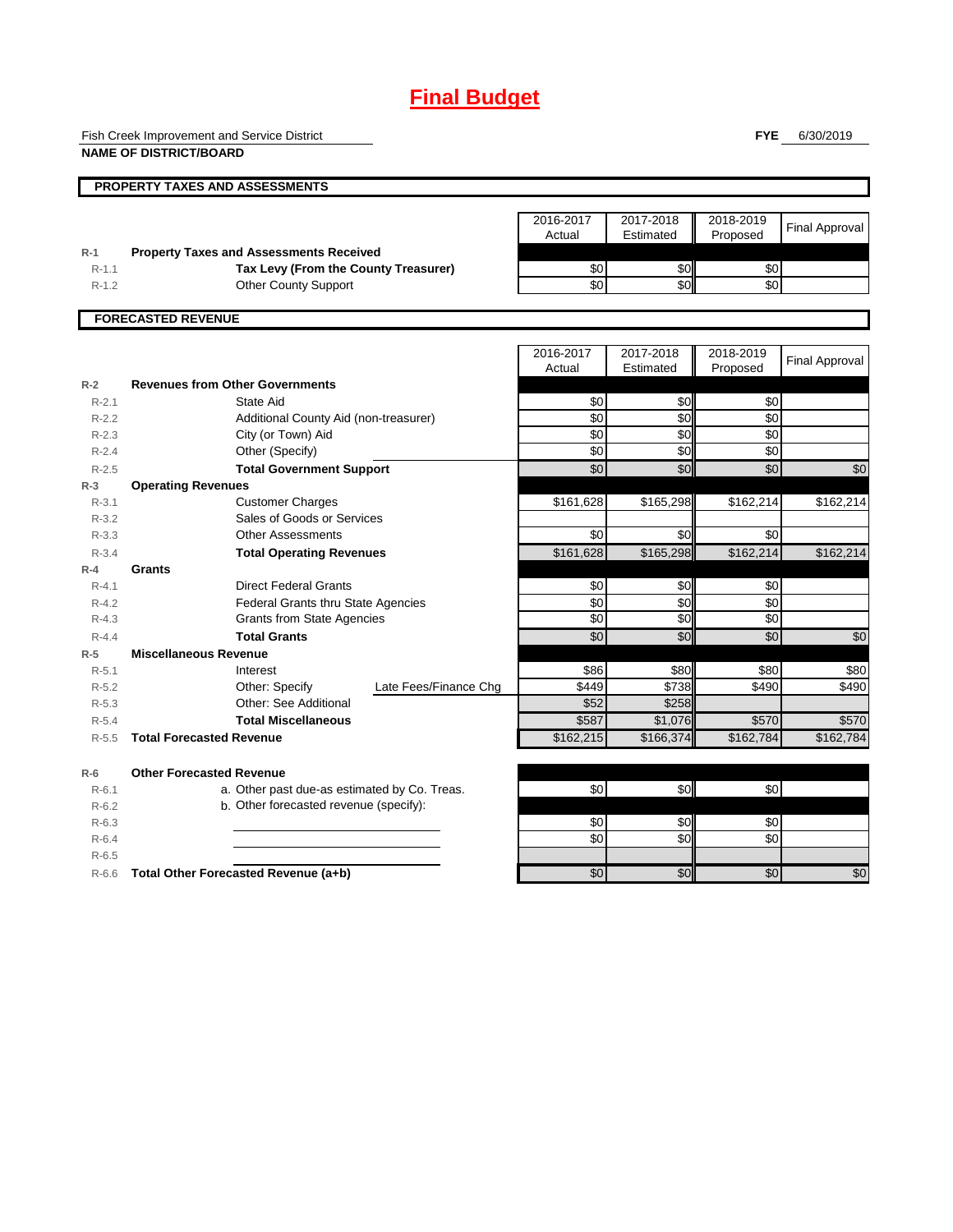# Final Budget

Fish Creek Improvement and Service District
**NAME OF DISTRICT/BOARD**

**FYE** 6/30/2019

## PROPERTY TAXES AND ASSESSMENTS

| | | 2016-2017 Actual | 2017-2018 Estimated | 2018-2019 Proposed | Final Approval |
|---|---|---|---|---|---|
| R-1 | **Property Taxes and Assessments Received** | | | | |
| R-1.1 | **Tax Levy (From the County Treasurer)** | $0 | $0 | $0 | |
| R-1.2 | Other County Support | $0 | $0 | $0 | |

## FORECASTED REVENUE

| | | 2016-2017 Actual | 2017-2018 Estimated | 2018-2019 Proposed | Final Approval |
|---|---|---|---|---|---|
| R-2 | **Revenues from Other Governments** | | | | |
| R-2.1 | State Aid | $0 | $0 | $0 | |
| R-2.2 | Additional County Aid (non-treasurer) | $0 | $0 | $0 | |
| R-2.3 | City (or Town) Aid | $0 | $0 | $0 | |
| R-2.4 | Other (Specify) | $0 | $0 | $0 | |
| R-2.5 | **Total Government Support** | $0 | $0 | $0 | $0 |
| R-3 | **Operating Revenues** | | | | |
| R-3.1 | Customer Charges | $161,628 | $165,298 | $162,214 | $162,214 |
| R-3.2 | Sales of Goods or Services | | | | |
| R-3.3 | Other Assessments | $0 | $0 | $0 | |
| R-3.4 | **Total Operating Revenues** | $161,628 | $165,298 | $162,214 | $162,214 |
| R-4 | **Grants** | | | | |
| R-4.1 | Direct Federal Grants | $0 | $0 | $0 | |
| R-4.2 | Federal Grants thru State Agencies | $0 | $0 | $0 | |
| R-4.3 | Grants from State Agencies | $0 | $0 | $0 | |
| R-4.4 | **Total Grants** | $0 | $0 | $0 | $0 |
| R-5 | **Miscellaneous Revenue** | | | | |
| R-5.1 | Interest | $86 | $80 | $80 | $80 |
| R-5.2 | Other: Specify — Late Fees/Finance Chg | $449 | $738 | $490 | $490 |
| R-5.3 | Other: See Additional | $52 | $258 | | |
| R-5.4 | **Total Miscellaneous** | $587 | $1,076 | $570 | $570 |
| R-5.5 | **Total Forecasted Revenue** | $162,215 | $166,374 | $162,784 | $162,784 |
| R-6 | **Other Forecasted Revenue** | | | | |
| R-6.1 | a. Other past due-as estimated by Co. Treas. | $0 | $0 | $0 | |
| R-6.2 | b. Other forecasted revenue (specify): | | | | |
| R-6.3 | | $0 | $0 | $0 | |
| R-6.4 | | $0 | $0 | $0 | |
| R-6.5 | | | | | |
| R-6.6 | **Total Other Forecasted Revenue (a+b)** | $0 | $0 | $0 | $0 |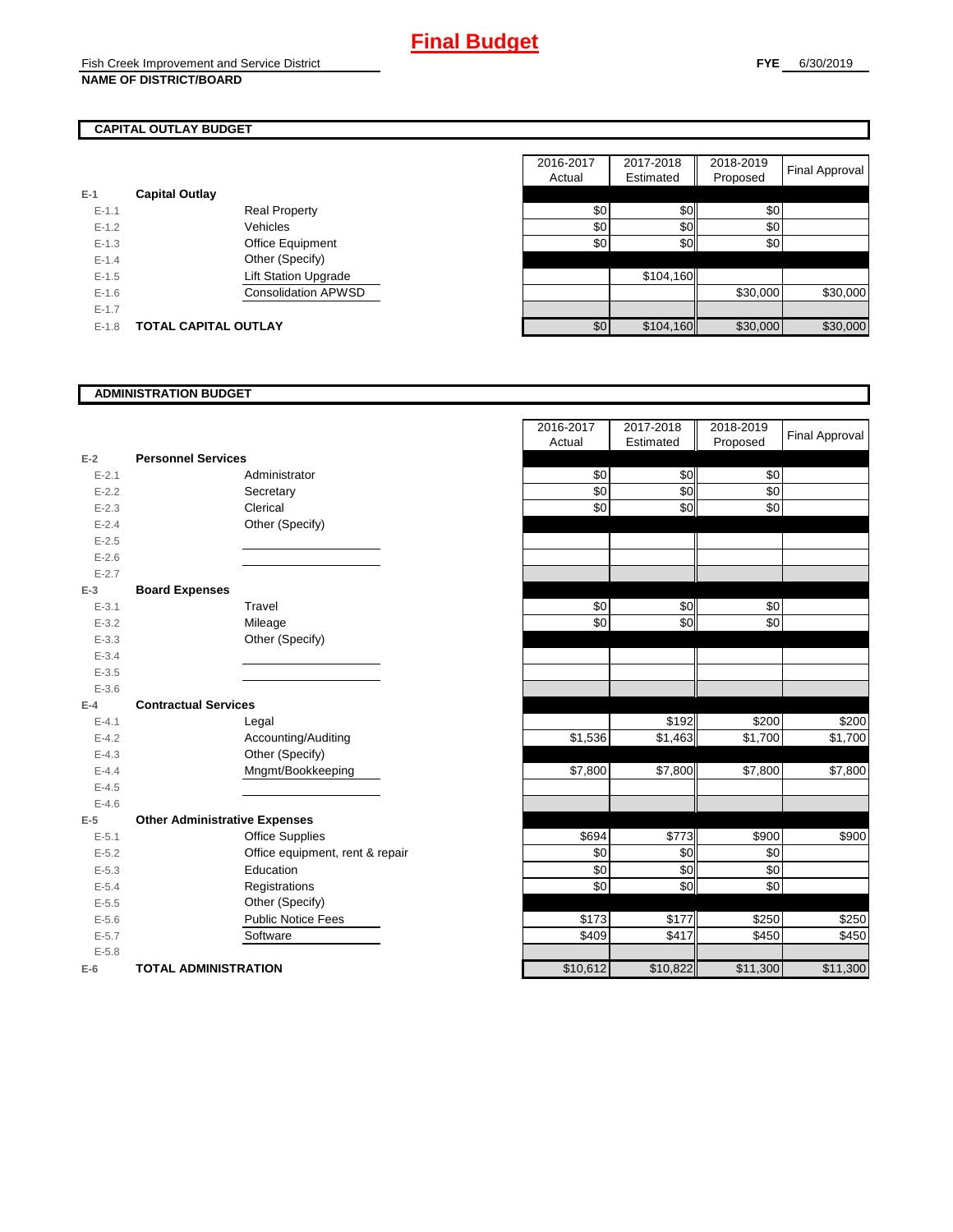# Final Budget

Fish Creek Improvement and Service District
**NAME OF DISTRICT/BOARD**

**FYE** 6/30/2019

## CAPITAL OUTLAY BUDGET

| | | | 2016-2017 Actual | 2017-2018 Estimated | 2018-2019 Proposed | Final Approval |
|---|---|---|---|---|---|---|
| E-1 | **Capital Outlay** | | | | | |
| E-1.1 | | Real Property | $0 | $0 | $0 | |
| E-1.2 | | Vehicles | $0 | $0 | $0 | |
| E-1.3 | | Office Equipment | $0 | $0 | $0 | |
| E-1.4 | | Other (Specify) | | | | |
| E-1.5 | | Lift Station Upgrade | | $104,160 | | |
| E-1.6 | | Consolidation APWSD | | | $30,000 | $30,000 |
| E-1.7 | | | | | | |
| E-1.8 | **TOTAL CAPITAL OUTLAY** | | $0 | $104,160 | $30,000 | $30,000 |

## ADMINISTRATION BUDGET

| | | | 2016-2017 Actual | 2017-2018 Estimated | 2018-2019 Proposed | Final Approval |
|---|---|---|---|---|---|---|
| E-2 | **Personnel Services** | | | | | |
| E-2.1 | | Administrator | $0 | $0 | $0 | |
| E-2.2 | | Secretary | $0 | $0 | $0 | |
| E-2.3 | | Clerical | $0 | $0 | $0 | |
| E-2.4 | | Other (Specify) | | | | |
| E-2.5 | | | | | | |
| E-2.6 | | | | | | |
| E-2.7 | | | | | | |
| E-3 | **Board Expenses** | | | | | |
| E-3.1 | | Travel | $0 | $0 | $0 | |
| E-3.2 | | Mileage | $0 | $0 | $0 | |
| E-3.3 | | Other (Specify) | | | | |
| E-3.4 | | | | | | |
| E-3.5 | | | | | | |
| E-3.6 | | | | | | |
| E-4 | **Contractual Services** | | | | | |
| E-4.1 | | Legal | | $192 | $200 | $200 |
| E-4.2 | | Accounting/Auditing | $1,536 | $1,463 | $1,700 | $1,700 |
| E-4.3 | | Other (Specify) | | | | |
| E-4.4 | | Mngmt/Bookkeeping | $7,800 | $7,800 | $7,800 | $7,800 |
| E-4.5 | | | | | | |
| E-4.6 | | | | | | |
| E-5 | **Other Administrative Expenses** | | | | | |
| E-5.1 | | Office Supplies | $694 | $773 | $900 | $900 |
| E-5.2 | | Office equipment, rent & repair | $0 | $0 | $0 | |
| E-5.3 | | Education | $0 | $0 | $0 | |
| E-5.4 | | Registrations | $0 | $0 | $0 | |
| E-5.5 | | Other (Specify) | | | | |
| E-5.6 | | Public Notice Fees | $173 | $177 | $250 | $250 |
| E-5.7 | | Software | $409 | $417 | $450 | $450 |
| E-5.8 | | | | | | |
| E-6 | **TOTAL ADMINISTRATION** | | $10,612 | $10,822 | $11,300 | $11,300 |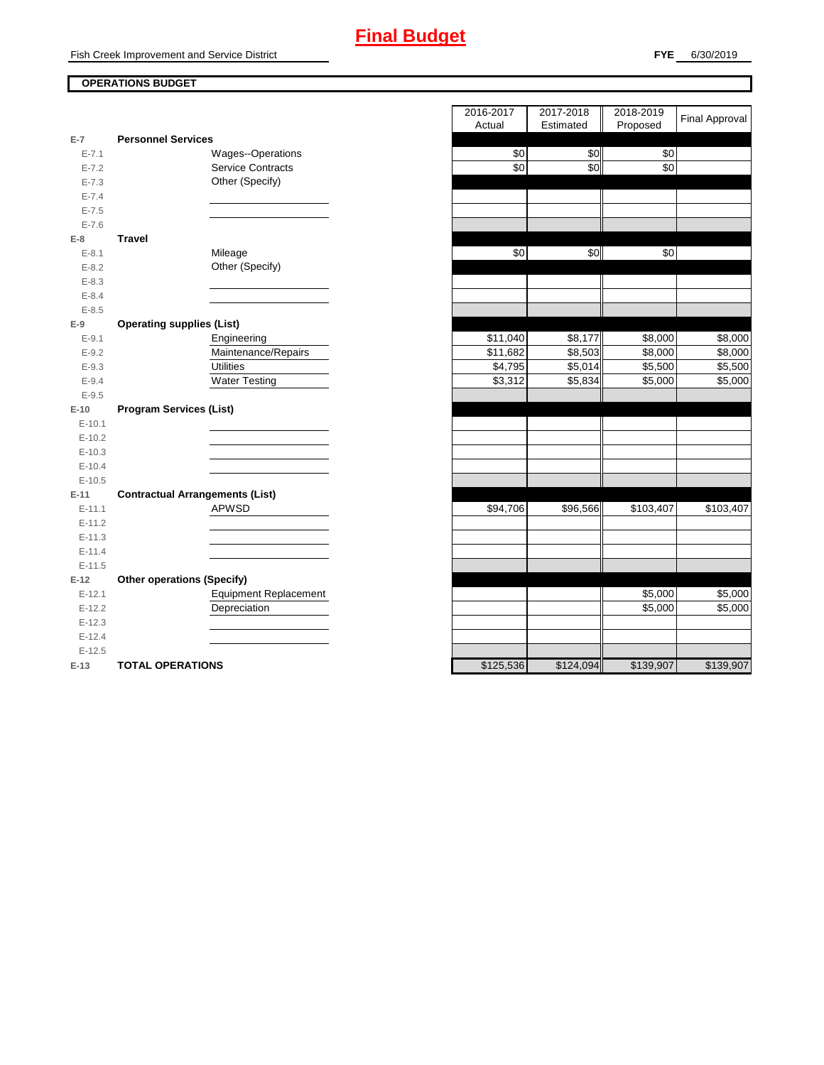# Final Budget

Fish Creek Improvement and Service District

**FYE** 6/30/2019

**OPERATIONS BUDGET**

| | | | 2016-2017 Actual | 2017-2018 Estimated | 2018-2019 Proposed | Final Approval |
|---|---|---|---|---|---|---|
| E-7 | **Personnel Services** | | | | | |
| E-7.1 | | Wages--Operations | $0 | $0 | $0 | |
| E-7.2 | | Service Contracts | $0 | $0 | $0 | |
| E-7.3 | | Other (Specify) | | | | |
| E-7.4 | | | | | | |
| E-7.5 | | | | | | |
| E-7.6 | | | | | | |
| E-8 | **Travel** | | | | | |
| E-8.1 | | Mileage | $0 | $0 | $0 | |
| E-8.2 | | Other (Specify) | | | | |
| E-8.3 | | | | | | |
| E-8.4 | | | | | | |
| E-8.5 | | | | | | |
| E-9 | **Operating supplies (List)** | | | | | |
| E-9.1 | | Engineering | $11,040 | $8,177 | $8,000 | $8,000 |
| E-9.2 | | Maintenance/Repairs | $11,682 | $8,503 | $8,000 | $8,000 |
| E-9.3 | | Utilities | $4,795 | $5,014 | $5,500 | $5,500 |
| E-9.4 | | Water Testing | $3,312 | $5,834 | $5,000 | $5,000 |
| E-9.5 | | | | | | |
| E-10 | **Program Services (List)** | | | | | |
| E-10.1 | | | | | | |
| E-10.2 | | | | | | |
| E-10.3 | | | | | | |
| E-10.4 | | | | | | |
| E-10.5 | | | | | | |
| E-11 | **Contractual Arrangements (List)** | | | | | |
| E-11.1 | | APWSD | $94,706 | $96,566 | $103,407 | $103,407 |
| E-11.2 | | | | | | |
| E-11.3 | | | | | | |
| E-11.4 | | | | | | |
| E-11.5 | | | | | | |
| E-12 | **Other operations (Specify)** | | | | | |
| E-12.1 | | Equipment Replacement | | | $5,000 | $5,000 |
| E-12.2 | | Depreciation | | | $5,000 | $5,000 |
| E-12.3 | | | | | | |
| E-12.4 | | | | | | |
| E-12.5 | | | | | | |
| E-13 | **TOTAL OPERATIONS** | | $125,536 | $124,094 | $139,907 | $139,907 |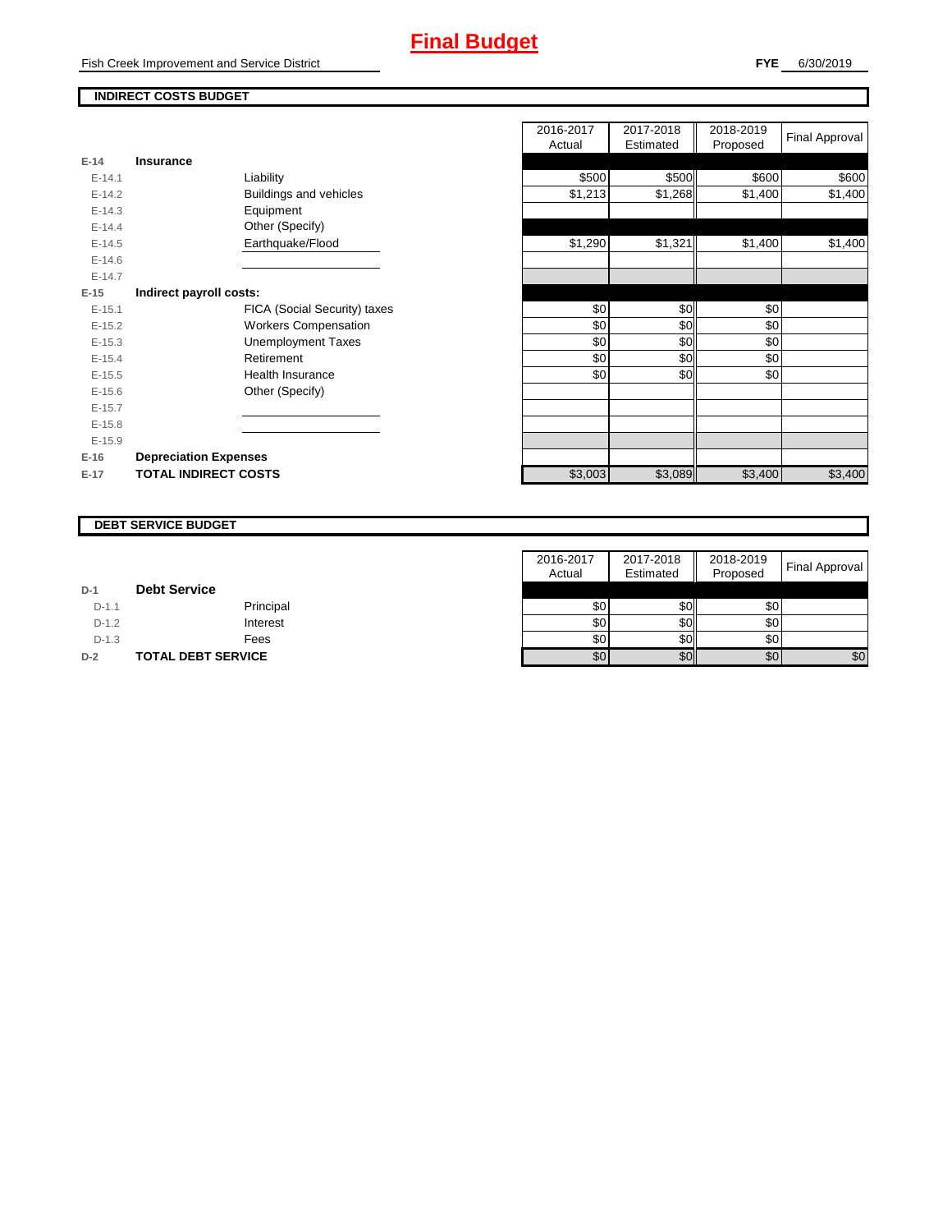# Final Budget

Fish Creek Improvement and Service District

**FYE** 6/30/2019

## INDIRECT COSTS BUDGET

| | | | 2016-2017 Actual | 2017-2018 Estimated | 2018-2019 Proposed | Final Approval |
|---|---|---|---|---|---|---|
| E-14 | **Insurance** | | | | | |
| E-14.1 | | Liability | $500 | $500 | $600 | $600 |
| E-14.2 | | Buildings and vehicles | $1,213 | $1,268 | $1,400 | $1,400 |
| E-14.3 | | Equipment | | | | |
| E-14.4 | | Other (Specify) | | | | |
| E-14.5 | | Earthquake/Flood | $1,290 | $1,321 | $1,400 | $1,400 |
| E-14.6 | | | | | | |
| E-14.7 | | | | | | |
| E-15 | **Indirect payroll costs:** | | | | | |
| E-15.1 | | FICA (Social Security) taxes | $0 | $0 | $0 | |
| E-15.2 | | Workers Compensation | $0 | $0 | $0 | |
| E-15.3 | | Unemployment Taxes | $0 | $0 | $0 | |
| E-15.4 | | Retirement | $0 | $0 | $0 | |
| E-15.5 | | Health Insurance | $0 | $0 | $0 | |
| E-15.6 | | Other (Specify) | | | | |
| E-15.7 | | | | | | |
| E-15.8 | | | | | | |
| E-15.9 | | | | | | |
| E-16 | **Depreciation Expenses** | | | | | |
| E-17 | **TOTAL INDIRECT COSTS** | | $3,003 | $3,089 | $3,400 | $3,400 |

## DEBT SERVICE BUDGET

| | | | 2016-2017 Actual | 2017-2018 Estimated | 2018-2019 Proposed | Final Approval |
|---|---|---|---|---|---|---|
| D-1 | **Debt Service** | | | | | |
| D-1.1 | | Principal | $0 | $0 | $0 | |
| D-1.2 | | Interest | $0 | $0 | $0 | |
| D-1.3 | | Fees | $0 | $0 | $0 | |
| D-2 | **TOTAL DEBT SERVICE** | | $0 | $0 | $0 | $0 |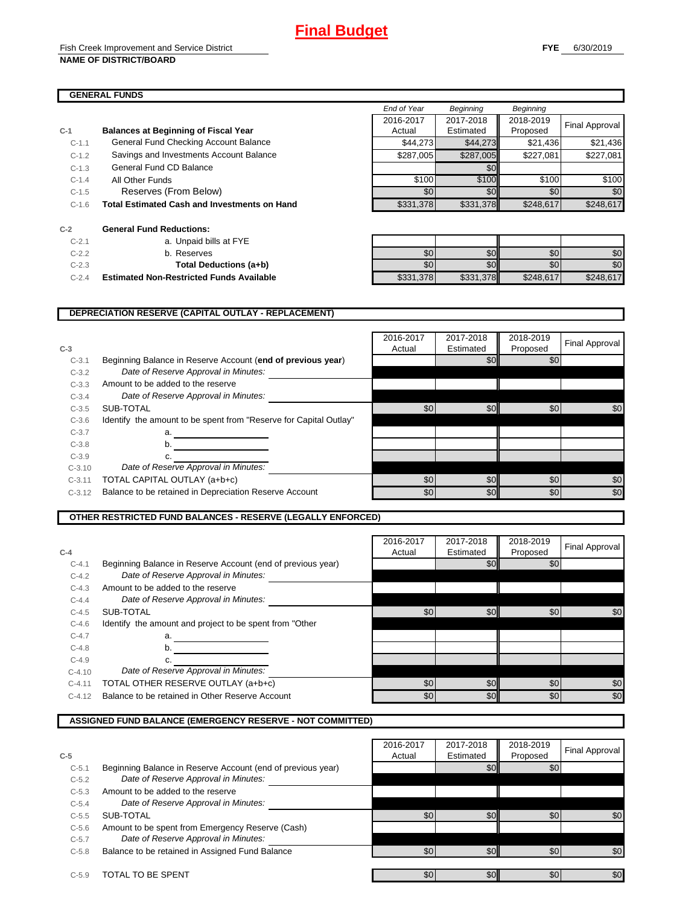# Final Budget

Fish Creek Improvement and Service District

**NAME OF DISTRICT/BOARD**

**FYE** 6/30/2019

## GENERAL FUNDS

| | | End of Year 2016-2017 Actual | Beginning 2017-2018 Estimated | Beginning 2018-2019 Proposed | Final Approval |
|---|---|---|---|---|---|
| **C-1** | **Balances at Beginning of Fiscal Year** | | | | |
| C-1.1 | General Fund Checking Account Balance | $44,273 | $44,273 | $21,436 | $21,436 |
| C-1.2 | Savings and Investments Account Balance | $287,005 | $287,005 | $227,081 | $227,081 |
| C-1.3 | General Fund CD Balance | | $0 | | |
| C-1.4 | All Other Funds | $100 | $100 | $100 | $100 |
| C-1.5 | Reserves (From Below) | $0 | $0 | $0 | $0 |
| C-1.6 | **Total Estimated Cash and Investments on Hand** | $331,378 | $331,378 | $248,617 | $248,617 |
| **C-2** | **General Fund Reductions:** | | | | |
| C-2.1 | a. Unpaid bills at FYE | | | | |
| C-2.2 | b. Reserves | $0 | $0 | $0 | $0 |
| C-2.3 | **Total Deductions (a+b)** | $0 | $0 | $0 | $0 |
| C-2.4 | **Estimated Non-Restricted Funds Available** | $331,378 | $331,378 | $248,617 | $248,617 |

## DEPRECIATION RESERVE (CAPITAL OUTLAY - REPLACEMENT)

| **C-3** | | 2016-2017 Actual | 2017-2018 Estimated | 2018-2019 Proposed | Final Approval |
|---|---|---|---|---|---|
| C-3.1 | Beginning Balance in Reserve Account (**end of previous year**) | | $0 | $0 | |
| C-3.2 | *Date of Reserve Approval in Minutes:* | | | | |
| C-3.3 | Amount to be added to the reserve | | | | |
| C-3.4 | *Date of Reserve Approval in Minutes:* | | | | |
| C-3.5 | SUB-TOTAL | $0 | $0 | $0 | $0 |
| C-3.6 | Identify the amount to be spent from "Reserve for Capital Outlay" | | | | |
| C-3.7 | a. | | | | |
| C-3.8 | b. | | | | |
| C-3.9 | c. | | | | |
| C-3.10 | *Date of Reserve Approval in Minutes:* | | | | |
| C-3.11 | TOTAL CAPITAL OUTLAY (a+b+c) | $0 | $0 | $0 | $0 |
| C-3.12 | Balance to be retained in Depreciation Reserve Account | $0 | $0 | $0 | $0 |

## OTHER RESTRICTED FUND BALANCES - RESERVE (LEGALLY ENFORCED)

| **C-4** | | 2016-2017 Actual | 2017-2018 Estimated | 2018-2019 Proposed | Final Approval |
|---|---|---|---|---|---|
| C-4.1 | Beginning Balance in Reserve Account (end of previous year) | | $0 | $0 | |
| C-4.2 | *Date of Reserve Approval in Minutes:* | | | | |
| C-4.3 | Amount to be added to the reserve | | | | |
| C-4.4 | *Date of Reserve Approval in Minutes:* | | | | |
| C-4.5 | SUB-TOTAL | $0 | $0 | $0 | $0 |
| C-4.6 | Identify the amount and project to be spent from "Other | | | | |
| C-4.7 | a. | | | | |
| C-4.8 | b. | | | | |
| C-4.9 | c. | | | | |
| C-4.10 | *Date of Reserve Approval in Minutes:* | | | | |
| C-4.11 | TOTAL OTHER RESERVE OUTLAY (a+b+c) | $0 | $0 | $0 | $0 |
| C-4.12 | Balance to be retained in Other Reserve Account | $0 | $0 | $0 | $0 |

## ASSIGNED FUND BALANCE (EMERGENCY RESERVE - NOT COMMITTED)

| **C-5** | | 2016-2017 Actual | 2017-2018 Estimated | 2018-2019 Proposed | Final Approval |
|---|---|---|---|---|---|
| C-5.1 | Beginning Balance in Reserve Account (end of previous year) | | $0 | $0 | |
| C-5.2 | *Date of Reserve Approval in Minutes:* | | | | |
| C-5.3 | Amount to be added to the reserve | | | | |
| C-5.4 | *Date of Reserve Approval in Minutes:* | | | | |
| C-5.5 | SUB-TOTAL | $0 | $0 | $0 | $0 |
| C-5.6 | Amount to be spent from Emergency Reserve (Cash) | | | | |
| C-5.7 | *Date of Reserve Approval in Minutes:* | | | | |
| C-5.8 | Balance to be retained in Assigned Fund Balance | $0 | $0 | $0 | $0 |
| C-5.9 | TOTAL TO BE SPENT | $0 | $0 | $0 | $0 |